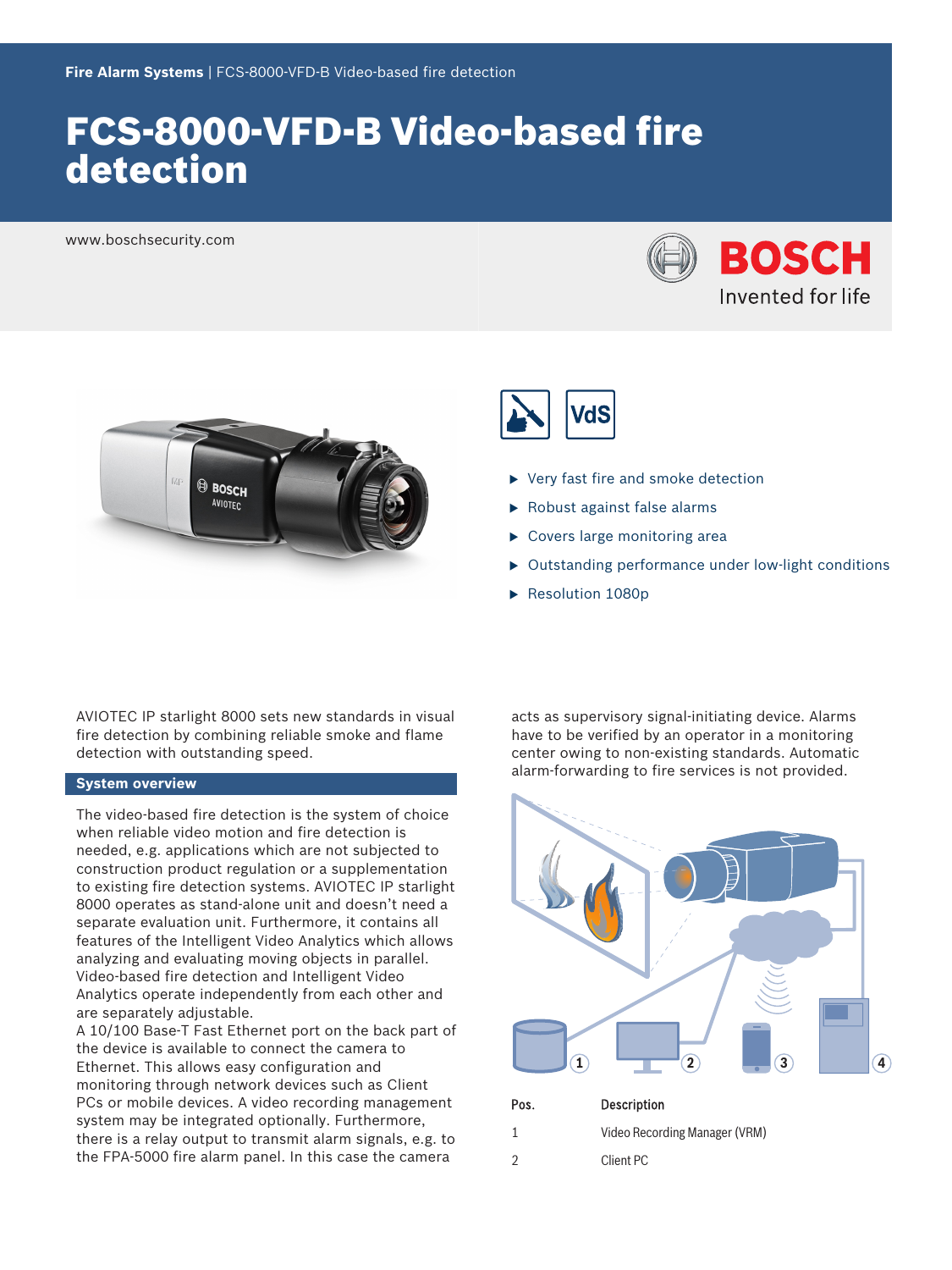Fire Alarm Systems | FCS-8000-VFD-B Video-based fire detection

# FCS-8000-VFD-B Video-based fire detection

www.boschsecurity.com

- Very fast fire and smoke detection
- Robust against false alarms
- Covers large monitoring area
- Outstanding performance under low-light conditions
- Resolution 1080p

AVIOTEC IP starlight 8000 sets new standards in visual fire detection by combining reliable smoke and flame detection with outstanding speed.

## System overview

The video-based fire detection is the system of choice when reliable video motion and fire detection is needed, e.g. applications which are not subjected to construction product regulation or a supplementation to existing fire detection systems. AVIOTEC IP starlight 8000 operates as stand-alone unit and doesn't need a separate evaluation unit. Furthermore, it contains all features of the Intelligent Video Analytics which allows analyzing and evaluating moving objects in parallel. Video-based fire detection and Intelligent Video Analytics operate independently from each other and are separately adjustable.
A 10/100 Base-T Fast Ethernet port on the back part of the device is available to connect the camera to Ethernet. This allows easy configuration and monitoring through network devices such as Client PCs or mobile devices. A video recording management system may be integrated optionally. Furthermore, there is a relay output to transmit alarm signals, e.g. to the FPA-5000 fire alarm panel. In this case the camera acts as supervisory signal-initiating device. Alarms have to be verified by an operator in a monitoring center owing to non-existing standards. Automatic alarm-forwarding to fire services is not provided.

| Pos. | Description |
|---|---|
| 1 | Video Recording Manager (VRM) |
| 2 | Client PC |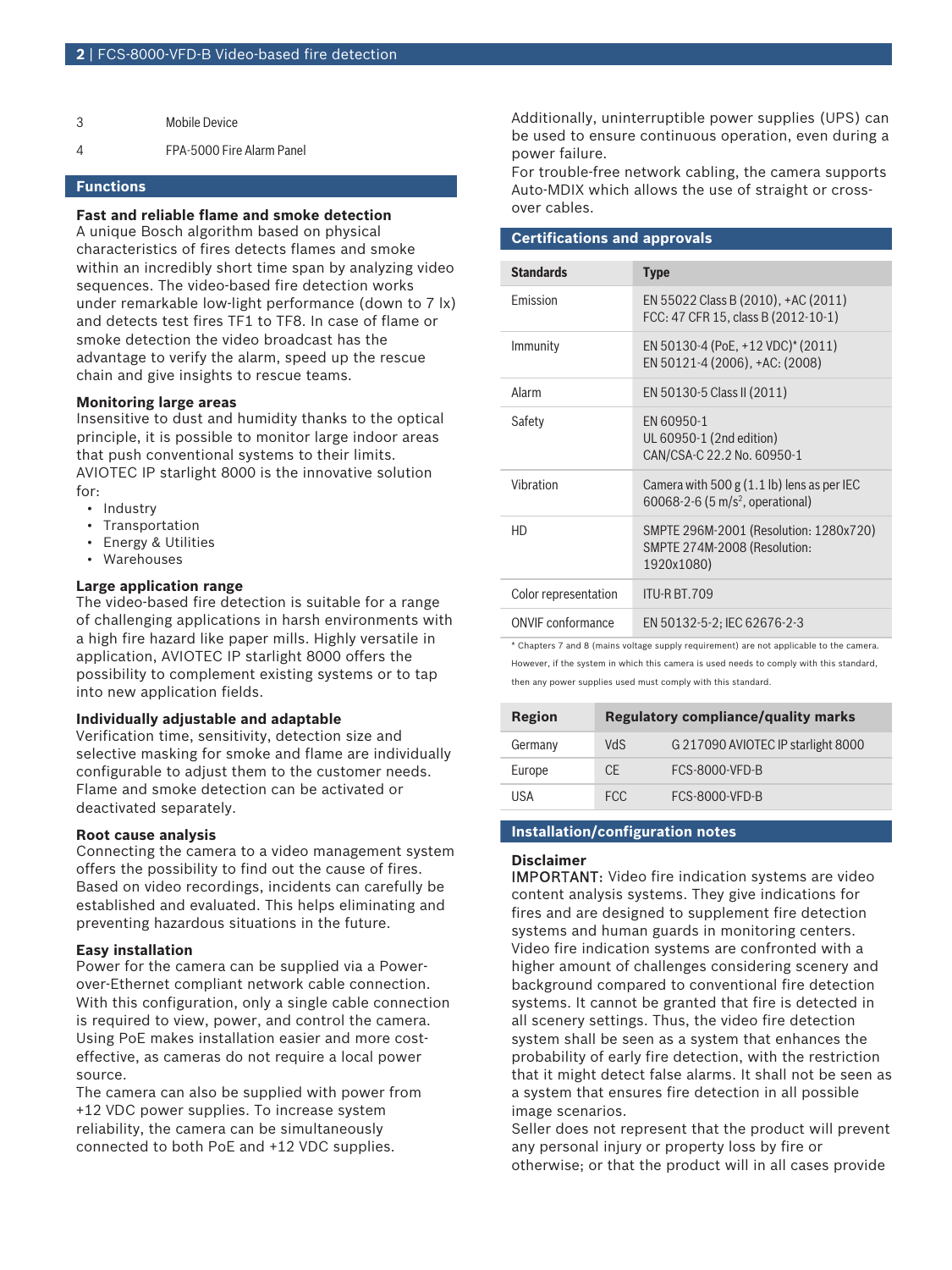| | |
|---|---|
| 3 | Mobile Device |
| 4 | FPA-5000 Fire Alarm Panel |

## Functions

**Fast and reliable flame and smoke detection**
A unique Bosch algorithm based on physical characteristics of fires detects flames and smoke within an incredibly short time span by analyzing video sequences. The video-based fire detection works under remarkable low-light performance (down to 7 lx) and detects test fires TF1 to TF8. In case of flame or smoke detection the video broadcast has the advantage to verify the alarm, speed up the rescue chain and give insights to rescue teams.

**Monitoring large areas**
Insensitive to dust and humidity thanks to the optical principle, it is possible to monitor large indoor areas that push conventional systems to their limits. AVIOTEC IP starlight 8000 is the innovative solution for:

- Industry
- Transportation
- Energy & Utilities
- Warehouses

**Large application range**
The video-based fire detection is suitable for a range of challenging applications in harsh environments with a high fire hazard like paper mills. Highly versatile in application, AVIOTEC IP starlight 8000 offers the possibility to complement existing systems or to tap into new application fields.

**Individually adjustable and adaptable**
Verification time, sensitivity, detection size and selective masking for smoke and flame are individually configurable to adjust them to the customer needs. Flame and smoke detection can be activated or deactivated separately.

**Root cause analysis**
Connecting the camera to a video management system offers the possibility to find out the cause of fires. Based on video recordings, incidents can carefully be established and evaluated. This helps eliminating and preventing hazardous situations in the future.

**Easy installation**
Power for the camera can be supplied via a Power-over-Ethernet compliant network cable connection. With this configuration, only a single cable connection is required to view, power, and control the camera. Using PoE makes installation easier and more cost-effective, as cameras do not require a local power source.
The camera can also be supplied with power from +12 VDC power supplies. To increase system reliability, the camera can be simultaneously connected to both PoE and +12 VDC supplies.
Additionally, uninterruptible power supplies (UPS) can be used to ensure continuous operation, even during a power failure.
For trouble-free network cabling, the camera supports Auto-MDIX which allows the use of straight or cross-over cables.

## Certifications and approvals

| Standards | Type |
|---|---|
| Emission | EN 55022 Class B (2010), +AC (2011)<br>FCC: 47 CFR 15, class B (2012-10-1) |
| Immunity | EN 50130-4 (PoE, +12 VDC)* (2011)<br>EN 50121-4 (2006), +AC: (2008) |
| Alarm | EN 50130-5 Class II (2011) |
| Safety | EN 60950-1<br>UL 60950-1 (2nd edition)<br>CAN/CSA-C 22.2 No. 60950-1 |
| Vibration | Camera with 500 g (1.1 lb) lens as per IEC 60068-2-6 (5 $m/s^2$, operational) |
| HD | SMPTE 296M-2001 (Resolution: 1280x720)<br>SMPTE 274M-2008 (Resolution: 1920x1080) |
| Color representation | ITU-R BT.709 |
| ONVIF conformance | EN 50132-5-2; IEC 62676-2-3 |

* Chapters 7 and 8 (mains voltage supply requirement) are not applicable to the camera. However, if the system in which this camera is used needs to comply with this standard, then any power supplies used must comply with this standard.

| Region | Regulatory compliance/quality marks | |
|---|---|---|
| Germany | VdS | G 217090 AVIOTEC IP starlight 8000 |
| Europe | CE | FCS-8000-VFD-B |
| USA | FCC | FCS-8000-VFD-B |

## Installation/configuration notes

**Disclaimer**
IMPORTANT: Video fire indication systems are video content analysis systems. They give indications for fires and are designed to supplement fire detection systems and human guards in monitoring centers. Video fire indication systems are confronted with a higher amount of challenges considering scenery and background compared to conventional fire detection systems. It cannot be granted that fire is detected in all scenery settings. Thus, the video fire detection system shall be seen as a system that enhances the probability of early fire detection, with the restriction that it might detect false alarms. It shall not be seen as a system that ensures fire detection in all possible image scenarios.
Seller does not represent that the product will prevent any personal injury or property loss by fire or otherwise; or that the product will in all cases provide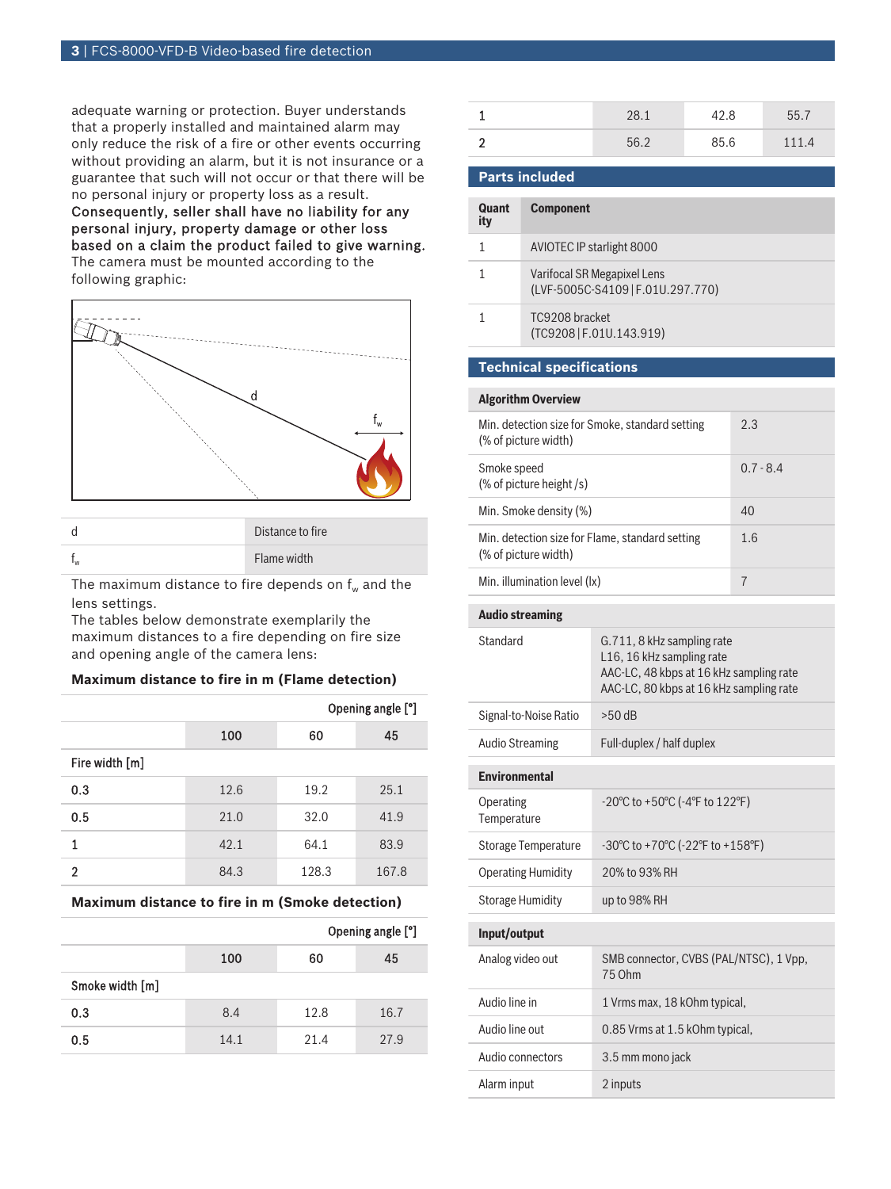adequate warning or protection. Buyer understands that a properly installed and maintained alarm may only reduce the risk of a fire or other events occurring without providing an alarm, but it is not insurance or a guarantee that such will not occur or that there will be no personal injury or property loss as a result. **Consequently, seller shall have no liability for any personal injury, property damage or other loss based on a claim the product failed to give warning.** The camera must be mounted according to the following graphic:

| | |
|---|---|
| d | Distance to fire |
| $f_w$ | Flame width |

The maximum distance to fire depends on $f_w$ and the lens settings.
The tables below demonstrate exemplarily the maximum distances to a fire depending on fire size and opening angle of the camera lens:

**Maximum distance to fire in m (Flame detection)**

| | Opening angle [°] | | |
|---|---|---|---|
| | 100 | 60 | 45 |
| Fire width [m] | | | |
| 0.3 | 12.6 | 19.2 | 25.1 |
| 0.5 | 21.0 | 32.0 | 41.9 |
| 1 | 42.1 | 64.1 | 83.9 |
| 2 | 84.3 | 128.3 | 167.8 |

**Maximum distance to fire in m (Smoke detection)**

| | Opening angle [°] | | |
|---|---|---|---|
| | 100 | 60 | 45 |
| Smoke width [m] | | | |
| 0.3 | 8.4 | 12.8 | 16.7 |
| 0.5 | 14.1 | 21.4 | 27.9 |
| 1 | 28.1 | 42.8 | 55.7 |
| 2 | 56.2 | 85.6 | 111.4 |

## Parts included

| Quantity | Component |
|---|---|
| 1 | AVIOTEC IP starlight 8000 |
| 1 | Varifocal SR Megapixel Lens (LVF-5005C-S4109 \| F.01U.297.770) |
| 1 | TC9208 bracket (TC9208 \| F.01U.143.919) |

## Technical specifications

| Algorithm Overview | |
|---|---|
| Min. detection size for Smoke, standard setting (% of picture width) | 2.3 |
| Smoke speed (% of picture height /s) | 0.7 - 8.4 |
| Min. Smoke density (%) | 40 |
| Min. detection size for Flame, standard setting (% of picture width) | 1.6 |
| Min. illumination level (lx) | 7 |

| Audio streaming | |
|---|---|
| Standard | G.711, 8 kHz sampling rate<br>L16, 16 kHz sampling rate<br>AAC-LC, 48 kbps at 16 kHz sampling rate<br>AAC-LC, 80 kbps at 16 kHz sampling rate |
| Signal-to-Noise Ratio | >50 dB |
| Audio Streaming | Full-duplex / half duplex |

| Environmental | |
|---|---|
| Operating Temperature | -20°C to +50°C (-4°F to 122°F) |
| Storage Temperature | -30°C to +70°C (-22°F to +158°F) |
| Operating Humidity | 20% to 93% RH |
| Storage Humidity | up to 98% RH |

| Input/output | |
|---|---|
| Analog video out | SMB connector, CVBS (PAL/NTSC), 1 Vpp, 75 Ohm |
| Audio line in | 1 Vrms max, 18 kOhm typical, |
| Audio line out | 0.85 Vrms at 1.5 kOhm typical, |
| Audio connectors | 3.5 mm mono jack |
| Alarm input | 2 inputs |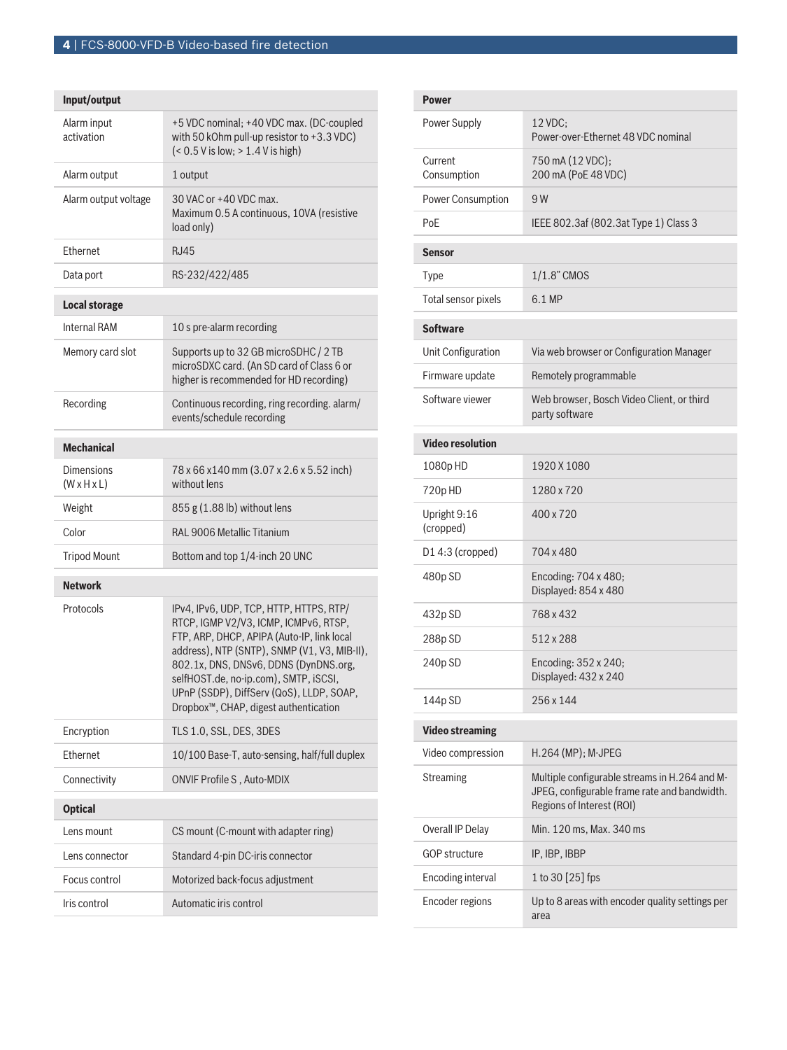| Input/output | |
|---|---|
| Alarm input activation | +5 VDC nominal; +40 VDC max. (DC-coupled with 50 kOhm pull-up resistor to +3.3 VDC) (< 0.5 V is low; > 1.4 V is high) |
| Alarm output | 1 output |
| Alarm output voltage | 30 VAC or +40 VDC max. Maximum 0.5 A continuous, 10VA (resistive load only) |
| Ethernet | RJ45 |
| Data port | RS-232/422/485 |

| Local storage | |
|---|---|
| Internal RAM | 10 s pre-alarm recording |
| Memory card slot | Supports up to 32 GB microSDHC / 2 TB microSDXC card. (An SD card of Class 6 or higher is recommended for HD recording) |
| Recording | Continuous recording, ring recording. alarm/ events/schedule recording |

| Mechanical | |
|---|---|
| Dimensions (W x H x L) | 78 x 66 x140 mm (3.07 x 2.6 x 5.52 inch) without lens |
| Weight | 855 g (1.88 lb) without lens |
| Color | RAL 9006 Metallic Titanium |
| Tripod Mount | Bottom and top 1/4-inch 20 UNC |

| Network | |
|---|---|
| Protocols | IPv4, IPv6, UDP, TCP, HTTP, HTTPS, RTP/ RTCP, IGMP V2/V3, ICMP, ICMPv6, RTSP, FTP, ARP, DHCP, APIPA (Auto-IP, link local address), NTP (SNTP), SNMP (V1, V3, MIB-II), 802.1x, DNS, DNSv6, DDNS (DynDNS.org, selfHOST.de, no-ip.com), SMTP, iSCSI, UPnP (SSDP), DiffServ (QoS), LLDP, SOAP, Dropbox™, CHAP, digest authentication |
| Encryption | TLS 1.0, SSL, DES, 3DES |
| Ethernet | 10/100 Base-T, auto-sensing, half/full duplex |
| Connectivity | ONVIF Profile S , Auto-MDIX |

| Optical | |
|---|---|
| Lens mount | CS mount (C-mount with adapter ring) |
| Lens connector | Standard 4-pin DC-iris connector |
| Focus control | Motorized back-focus adjustment |
| Iris control | Automatic iris control |

| Power | |
|---|---|
| Power Supply | 12 VDC; Power-over-Ethernet 48 VDC nominal |
| Current Consumption | 750 mA (12 VDC); 200 mA (PoE 48 VDC) |
| Power Consumption | 9 W |
| PoE | IEEE 802.3af (802.3at Type 1) Class 3 |

| Sensor | |
|---|---|
| Type | 1/1.8" CMOS |
| Total sensor pixels | 6.1 MP |

| Software | |
|---|---|
| Unit Configuration | Via web browser or Configuration Manager |
| Firmware update | Remotely programmable |
| Software viewer | Web browser, Bosch Video Client, or third party software |

| Video resolution | |
|---|---|
| 1080p HD | 1920 X 1080 |
| 720p HD | 1280 x 720 |
| Upright 9:16 (cropped) | 400 x 720 |
| D1 4:3 (cropped) | 704 x 480 |
| 480p SD | Encoding: 704 x 480; Displayed: 854 x 480 |
| 432p SD | 768 x 432 |
| 288p SD | 512 x 288 |
| 240p SD | Encoding: 352 x 240; Displayed: 432 x 240 |
| 144p SD | 256 x 144 |

| Video streaming | |
|---|---|
| Video compression | H.264 (MP); M-JPEG |
| Streaming | Multiple configurable streams in H.264 and M-JPEG, configurable frame rate and bandwidth. Regions of Interest (ROI) |
| Overall IP Delay | Min. 120 ms, Max. 340 ms |
| GOP structure | IP, IBP, IBBP |
| Encoding interval | 1 to 30 [25] fps |
| Encoder regions | Up to 8 areas with encoder quality settings per area |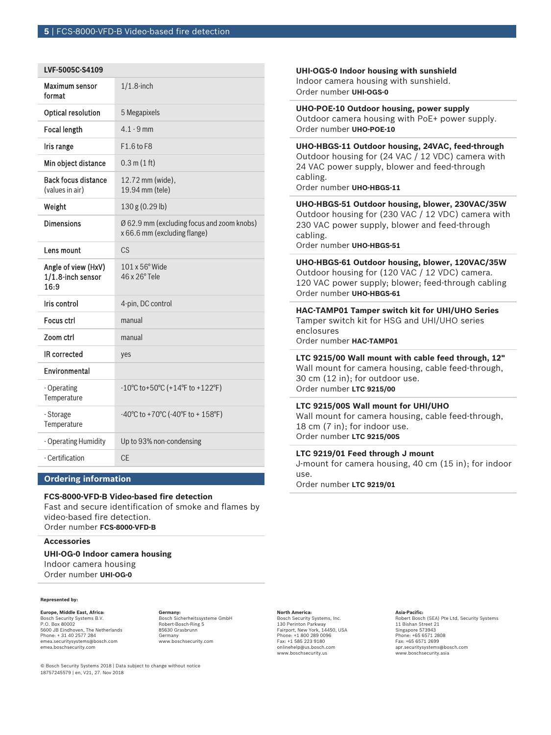| LVF-5005C-S4109 | |
|---|---|
| Maximum sensor format | 1/1.8-inch |
| Optical resolution | 5 Megapixels |
| Focal length | 4.1 - 9 mm |
| Iris range | F1.6 to F8 |
| Min object distance | 0.3 m (1 ft) |
| Back focus distance (values in air) | 12.72 mm (wide), 19.94 mm (tele) |
| Weight | 130 g (0.29 lb) |
| Dimensions | Ø 62.9 mm (excluding focus and zoom knobs) x 66.6 mm (excluding flange) |
| Lens mount | CS |
| Angle of view (HxV) 1/1.8-inch sensor 16:9 | 101 x 56° Wide<br>46 x 26° Tele |
| Iris control | 4-pin, DC control |
| Focus ctrl | manual |
| Zoom ctrl | manual |
| IR corrected | yes |
| Environmental | |
| - Operating Temperature | -10°C to+50°C (+14°F to +122°F) |
| - Storage Temperature | -40°C to +70°C (-40°F to + 158°F) |
| - Operating Humidity | Up to 93% non-condensing |
| - Certification | CE |

## Ordering information

**FCS-8000-VFD-B Video-based fire detection**
Fast and secure identification of smoke and flames by video-based fire detection.
Order number **FCS-8000-VFD-B**

### Accessories

**UHI-OG-0 Indoor camera housing**
Indoor camera housing
Order number **UHI-OG-0**

**UHI-OGS-0 Indoor housing with sunshield**
Indoor camera housing with sunshield.
Order number **UHI-OGS-0**

**UHO-POE-10 Outdoor housing, power supply**
Outdoor camera housing with PoE+ power supply.
Order number **UHO-POE-10**

**UHO-HBGS-11 Outdoor housing, 24VAC, feed-through**
Outdoor housing for (24 VAC / 12 VDC) camera with 24 VAC power supply, blower and feed-through cabling.
Order number **UHO-HBGS-11**

**UHO-HBGS-51 Outdoor housing, blower, 230VAC/35W**
Outdoor housing for (230 VAC / 12 VDC) camera with 230 VAC power supply, blower and feed-through cabling.
Order number **UHO-HBGS-51**

**UHO-HBGS-61 Outdoor housing, blower, 120VAC/35W**
Outdoor housing for (120 VAC / 12 VDC) camera. 120 VAC power supply; blower; feed-through cabling
Order number **UHO-HBGS-61**

**HAC-TAMP01 Tamper switch kit for UHI/UHO Series**
Tamper switch kit for HSG and UHI/UHO series enclosures
Order number **HAC-TAMP01**

**LTC 9215/00 Wall mount with cable feed through, 12"**
Wall mount for camera housing, cable feed-through, 30 cm (12 in); for outdoor use.
Order number **LTC 9215/00**

**LTC 9215/00S Wall mount for UHI/UHO**
Wall mount for camera housing, cable feed-through, 18 cm (7 in); for indoor use.
Order number **LTC 9215/00S**

**LTC 9219/01 Feed through J mount**
J-mount for camera housing, 40 cm (15 in); for indoor use.
Order number **LTC 9219/01**

**Represented by:**

**Europe, Middle East, Africa:**
Bosch Security Systems B.V.
P.O. Box 80002
5600 JB Eindhoven, The Netherlands
Phone: + 31 40 2577 284
emea.securitysystems@bosch.com
emea.boschsecurity.com

**Germany:**
Bosch Sicherheitssysteme GmbH
Robert-Bosch-Ring 5
85630 Grasbrunn
Germany
www.boschsecurity.com

**North America:**
Bosch Security Systems, Inc.
130 Perinton Parkway
Fairport, New York, 14450, USA
Phone: +1 800 289 0096
Fax: +1 585 223 9180
onlinehelp@us.bosch.com
www.boschsecurity.us

**Asia-Pacific:**
Robert Bosch (SEA) Pte Ltd, Security Systems
11 Bishan Street 21
Singapore 573943
Phone: +65 6571 2808
Fax: +65 6571 2699
apr.securitysystems@bosch.com
www.boschsecurity.asia

© Bosch Security Systems 2018 | Data subject to change without notice
18757245579 | en, V21, 27. Nov 2018